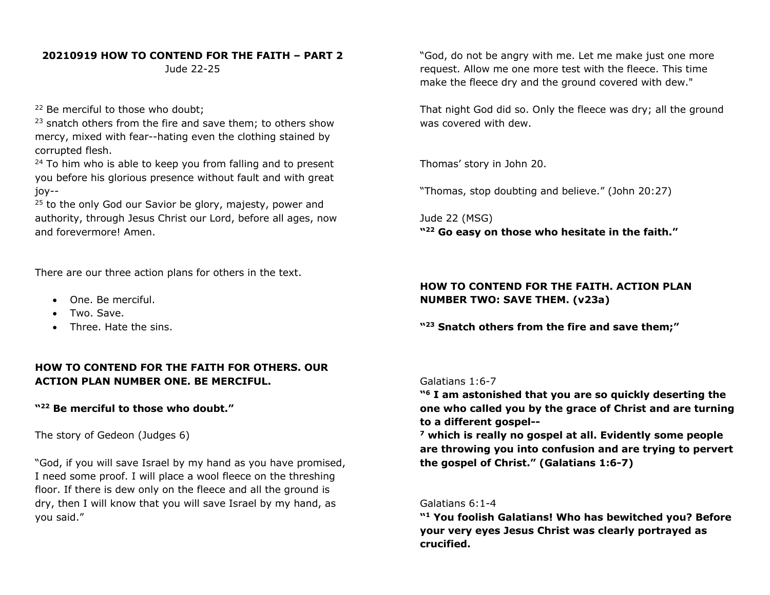**20210919 HOW TO CONTEND FOR THE FAITH – PART 2**
Jude 22-25

[22] Be merciful to those who doubt;
[23] snatch others from the fire and save them; to others show mercy, mixed with fear--hating even the clothing stained by corrupted flesh.
[24] To him who is able to keep you from falling and to present you before his glorious presence without fault and with great joy--
[25] to the only God our Savior be glory, majesty, power and authority, through Jesus Christ our Lord, before all ages, now and forevermore! Amen.

There are our three action plans for others in the text.

- One. Be merciful.
- Two. Save.
- Three. Hate the sins.

**HOW TO CONTEND FOR THE FAITH FOR OTHERS. OUR ACTION PLAN NUMBER ONE. BE MERCIFUL.**

**"[22] Be merciful to those who doubt."**

The story of Gedeon (Judges 6)

"God, if you will save Israel by my hand as you have promised, I need some proof. I will place a wool fleece on the threshing floor. If there is dew only on the fleece and all the ground is dry, then I will know that you will save Israel by my hand, as you said."

"God, do not be angry with me. Let me make just one more request. Allow me one more test with the fleece. This time make the fleece dry and the ground covered with dew."

That night God did so. Only the fleece was dry; all the ground was covered with dew.

Thomas' story in John 20.

"Thomas, stop doubting and believe." (John 20:27)

Jude 22 (MSG)
**"[22] Go easy on those who hesitate in the faith."**

**HOW TO CONTEND FOR THE FAITH. ACTION PLAN NUMBER TWO: SAVE THEM. (v23a)**

**"[23] Snatch others from the fire and save them;"**

Galatians 1:6-7
**"[6] I am astonished that you are so quickly deserting the one who called you by the grace of Christ and are turning to a different gospel--**
**[7] which is really no gospel at all. Evidently some people are throwing you into confusion and are trying to pervert the gospel of Christ." (Galatians 1:6-7)**

Galatians 6:1-4
**"[1] You foolish Galatians! Who has bewitched you? Before your very eyes Jesus Christ was clearly portrayed as crucified.**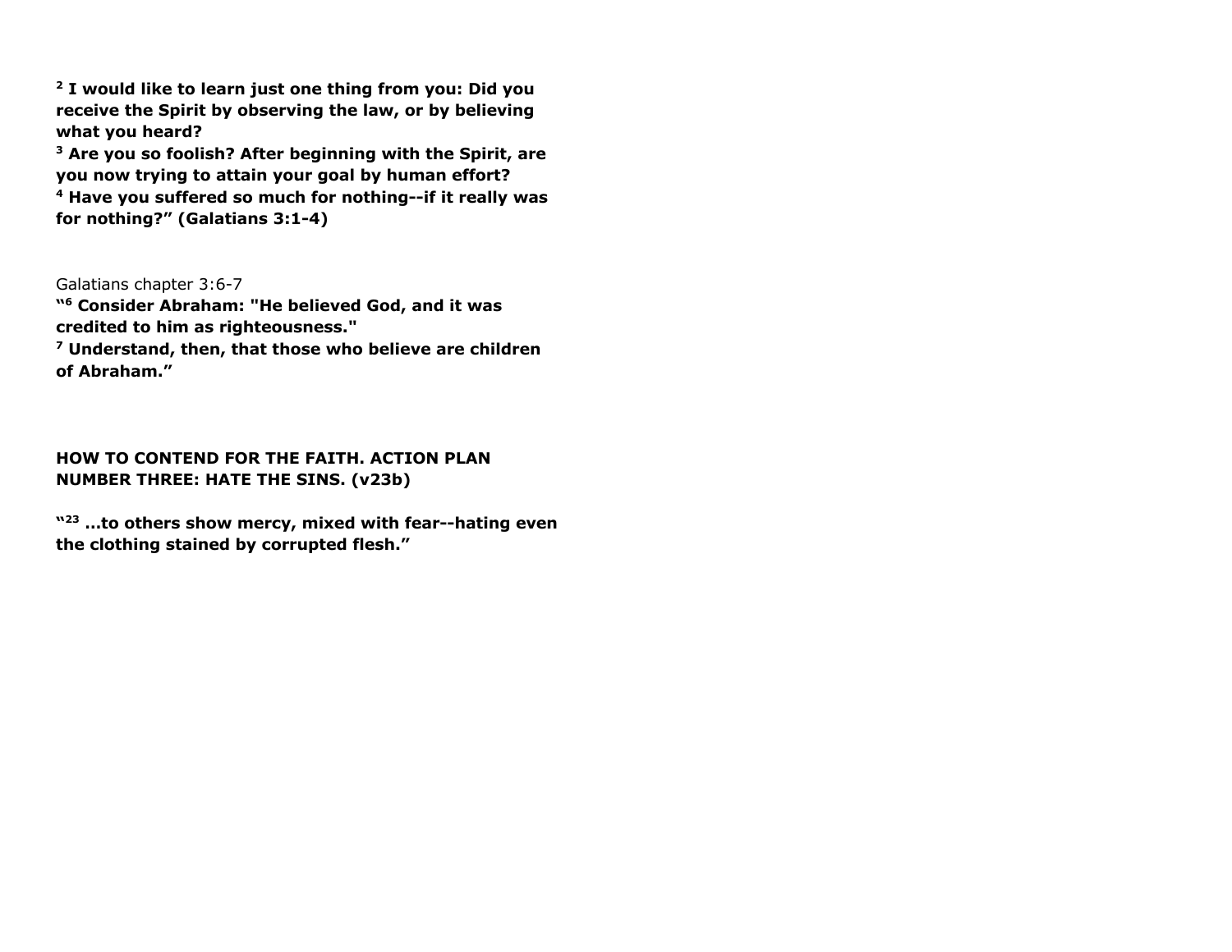**[2] I would like to learn just one thing from you: Did you receive the Spirit by observing the law, or by believing what you heard?**
**[3] Are you so foolish? After beginning with the Spirit, are you now trying to attain your goal by human effort?**
**[4] Have you suffered so much for nothing--if it really was for nothing?" (Galatians 3:1-4)**

Galatians chapter 3:6-7
**"[6] Consider Abraham: "He believed God, and it was credited to him as righteousness."**
**[7] Understand, then, that those who believe are children of Abraham."**

**HOW TO CONTEND FOR THE FAITH. ACTION PLAN NUMBER THREE: HATE THE SINS. (v23b)**

**"[23] ...to others show mercy, mixed with fear--hating even the clothing stained by corrupted flesh."**